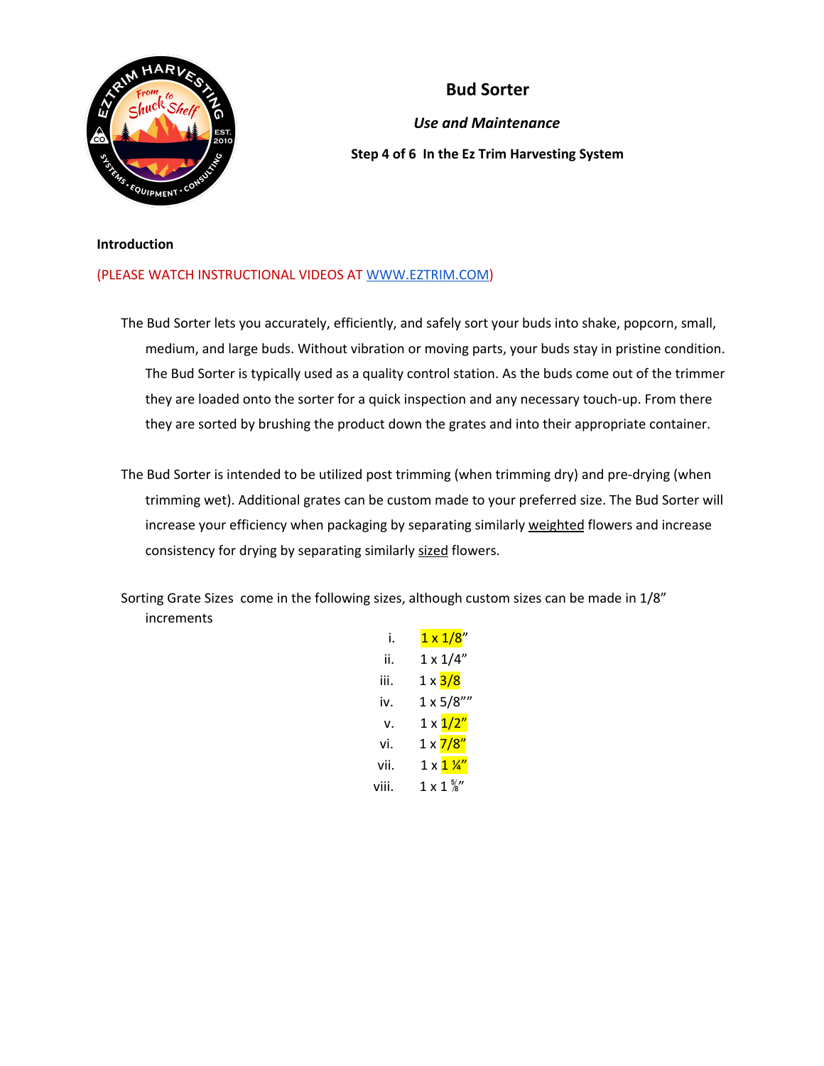# Bud Sorter

***Use and Maintenance***

**Step 4 of 6 In the Ez Trim Harvesting System**

**Introduction**

(PLEASE WATCH INSTRUCTIONAL VIDEOS AT [WWW.EZTRIM.COM](http://WWW.EZTRIM.COM))

The Bud Sorter lets you accurately, efficiently, and safely sort your buds into shake, popcorn, small, medium, and large buds. Without vibration or moving parts, your buds stay in pristine condition. The Bud Sorter is typically used as a quality control station. As the buds come out of the trimmer they are loaded onto the sorter for a quick inspection and any necessary touch-up. From there they are sorted by brushing the product down the grates and into their appropriate container.

The Bud Sorter is intended to be utilized post trimming (when trimming dry) and pre-drying (when trimming wet). Additional grates can be custom made to your preferred size. The Bud Sorter will increase your efficiency when packaging by separating similarly <u>weighted</u> flowers and increase consistency for drying by separating similarly <u>sized</u> flowers.

Sorting Grate Sizes come in the following sizes, although custom sizes can be made in 1/8" increments

i. 1 x 1/8"
ii. 1 x 1/4"
iii. 1 x 3/8
iv. 1 x 5/8""
v. 1 x 1/2"
vi. 1 x 7/8"
vii. 1 x 1 ¼"
viii. 1 x 1 ⅝"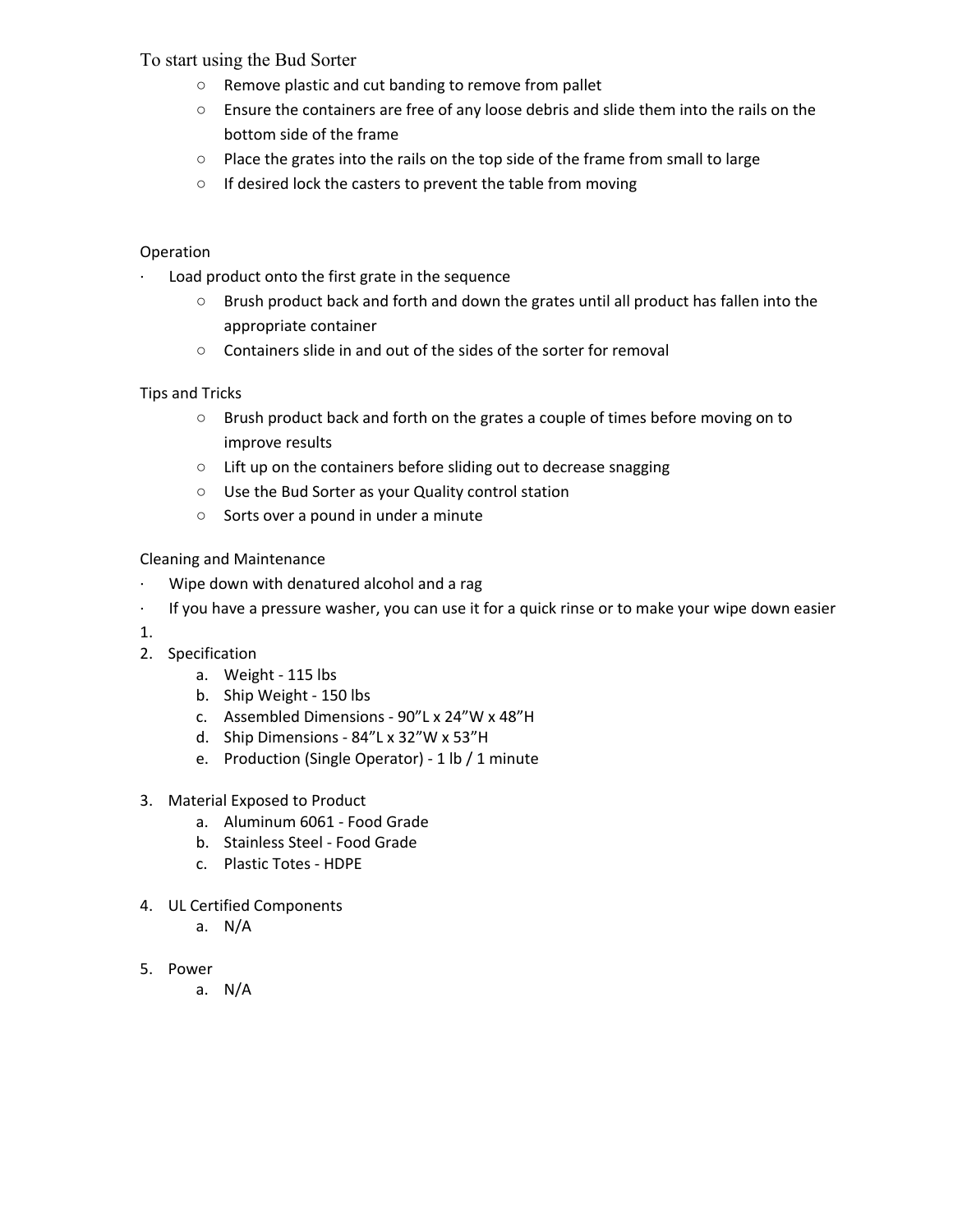To start using the Bud Sorter

- Remove plastic and cut banding to remove from pallet
- Ensure the containers are free of any loose debris and slide them into the rails on the bottom side of the frame
- Place the grates into the rails on the top side of the frame from small to large
- If desired lock the casters to prevent the table from moving

Operation

- Load product onto the first grate in the sequence
  - Brush product back and forth and down the grates until all product has fallen into the appropriate container
  - Containers slide in and out of the sides of the sorter for removal

Tips and Tricks

- Brush product back and forth on the grates a couple of times before moving on to improve results
- Lift up on the containers before sliding out to decrease snagging
- Use the Bud Sorter as your Quality control station
- Sorts over a pound in under a minute

Cleaning and Maintenance

- Wipe down with denatured alcohol and a rag
- If you have a pressure washer, you can use it for a quick rinse or to make your wipe down easier

1.
2. Specification
   a. Weight - 115 lbs
   b. Ship Weight - 150 lbs
   c. Assembled Dimensions - 90"L x 24"W x 48"H
   d. Ship Dimensions - 84"L x 32"W x 53"H
   e. Production (Single Operator) - 1 lb / 1 minute

3. Material Exposed to Product
   a. Aluminum 6061 - Food Grade
   b. Stainless Steel - Food Grade
   c. Plastic Totes - HDPE

4. UL Certified Components
   a. N/A

5. Power
   a. N/A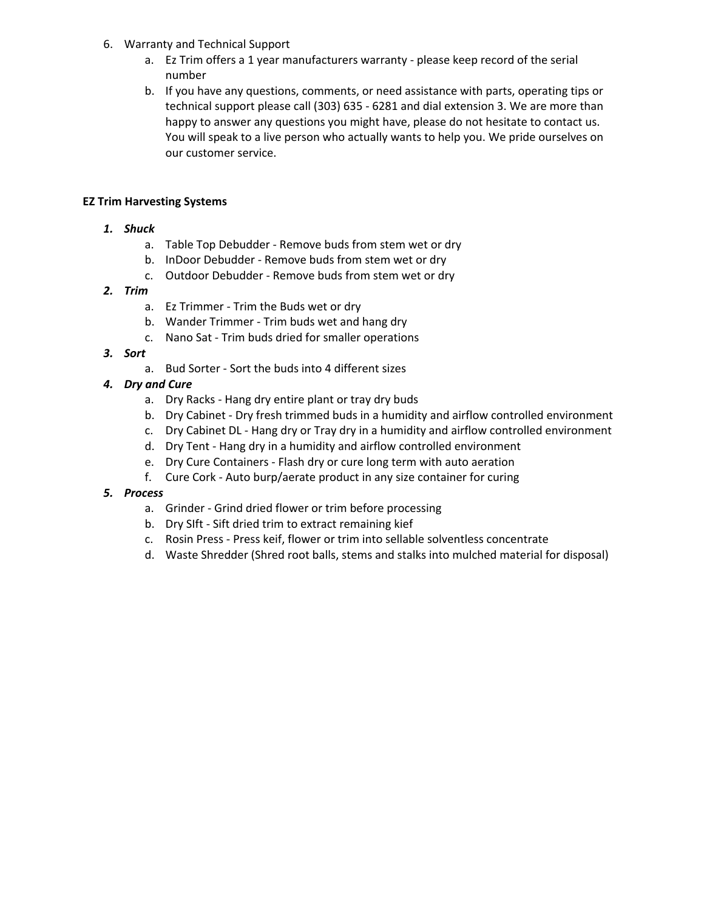6. Warranty and Technical Support
    a. Ez Trim offers a 1 year manufacturers warranty - please keep record of the serial number
    b. If you have any questions, comments, or need assistance with parts, operating tips or technical support please call (303) 635 - 6281 and dial extension 3. We are more than happy to answer any questions you might have, please do not hesitate to contact us. You will speak to a live person who actually wants to help you. We pride ourselves on our customer service.

**EZ Trim Harvesting Systems**

1. ***Shuck***
    a. Table Top Debudder - Remove buds from stem wet or dry
    b. InDoor Debudder - Remove buds from stem wet or dry
    c. Outdoor Debudder - Remove buds from stem wet or dry
2. ***Trim***
    a. Ez Trimmer - Trim the Buds wet or dry
    b. Wander Trimmer - Trim buds wet and hang dry
    c. Nano Sat - Trim buds dried for smaller operations
3. ***Sort***
    a. Bud Sorter - Sort the buds into 4 different sizes
4. ***Dry and Cure***
    a. Dry Racks - Hang dry entire plant or tray dry buds
    b. Dry Cabinet - Dry fresh trimmed buds in a humidity and airflow controlled environment
    c. Dry Cabinet DL - Hang dry or Tray dry in a humidity and airflow controlled environment
    d. Dry Tent - Hang dry in a humidity and airflow controlled environment
    e. Dry Cure Containers - Flash dry or cure long term with auto aeration
    f. Cure Cork - Auto burp/aerate product in any size container for curing
5. ***Process***
    a. Grinder - Grind dried flower or trim before processing
    b. Dry SIft - Sift dried trim to extract remaining kief
    c. Rosin Press - Press keif, flower or trim into sellable solventless concentrate
    d. Waste Shredder (Shred root balls, stems and stalks into mulched material for disposal)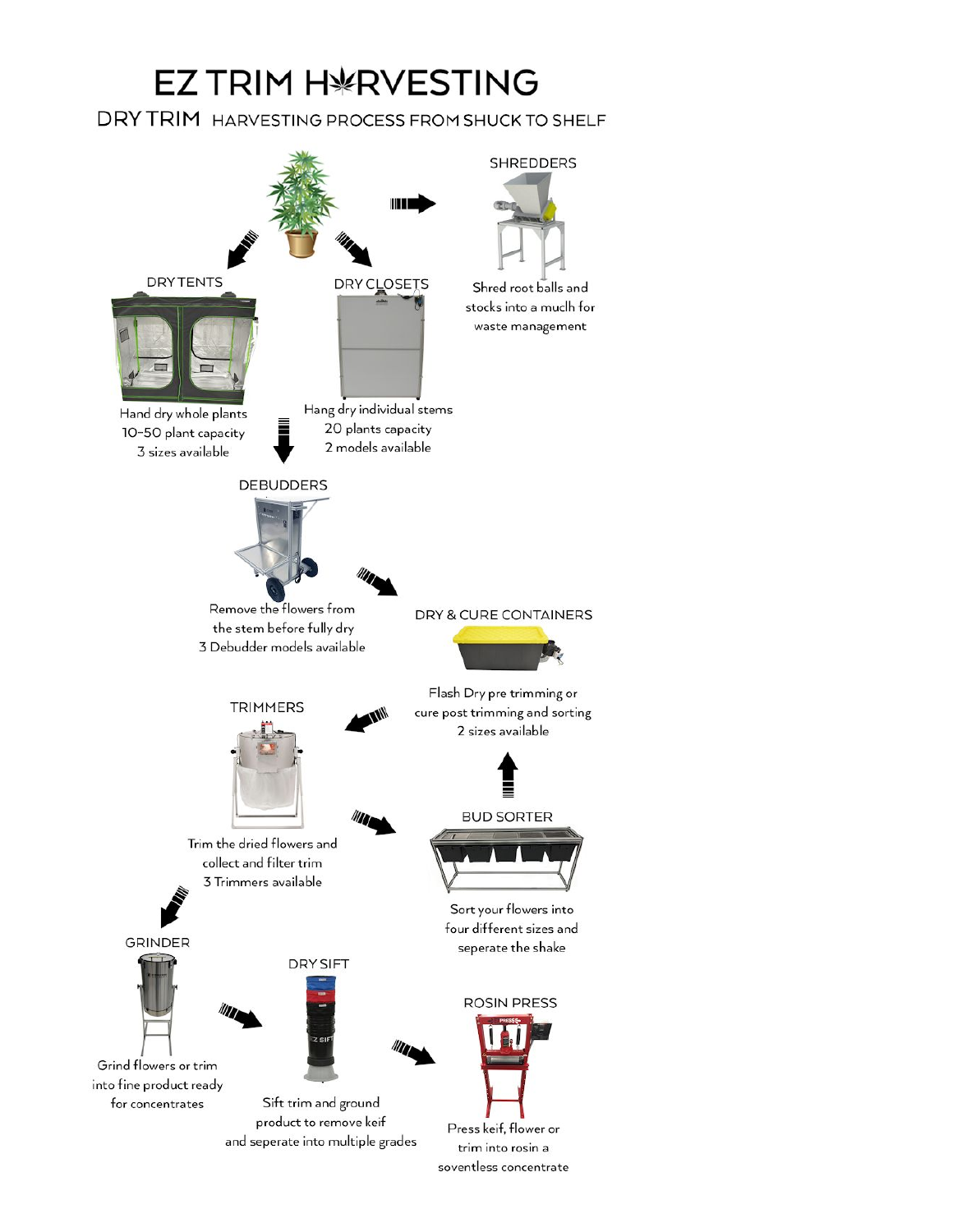# EZ TRIM HARVESTING

## DRY TRIM HARVESTING PROCESS FROM SHUCK TO SHELF

### SHREDDERS

Shred root balls and stocks into a muclh for waste management

### DRY TENTS

Hand dry whole plants
10-50 plant capacity
3 sizes available

### DRY CLOSETS

Hang dry individual stems
20 plants capacity
2 models available

### DEBUDDERS

Remove the flowers from the stem before fully dry
3 Debudder models available

### DRY & CURE CONTAINERS

Flash Dry pre trimming or cure post trimming and sorting
2 sizes available

### TRIMMERS

Trim the dried flowers and collect and filter trim
3 Trimmers available

### BUD SORTER

Sort your flowers into four different sizes and seperate the shake

### GRINDER

Grind flowers or trim into fine product ready for concentrates

### DRY SIFT

Sift trim and ground product to remove keif and seperate into multiple grades

### ROSIN PRESS

Press keif, flower or trim into rosin a soventless concentrate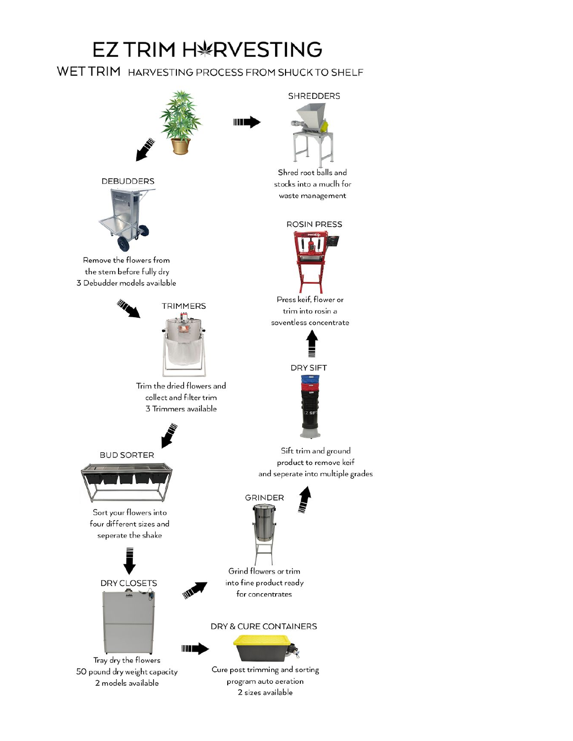# EZ TRIM HARVESTING

## WET TRIM HARVESTING PROCESS FROM SHUCK TO SHELF

### SHREDDERS

Shred root balls and stocks into a mulch for waste management

### DEBUDDERS

Remove the flowers from the stem before fully dry
3 Debudder models available

### TRIMMERS

Trim the dried flowers and collect and filter trim
3 Trimmers available

### BUD SORTER

Sort your flowers into four different sizes and seperate the shake

### DRY CLOSETS

Tray dry the flowers
50 pound dry weight capacity
2 models available

### DRY & CURE CONTAINERS

Cure post trimming and sorting
program auto aeration
2 sizes available

### GRINDER

Grind flowers or trim into fine product ready for concentrates

### DRY SIFT

Sift trim and ground product to remove keif and seperate into multiple grades

### ROSIN PRESS

Press keif, flower or trim into rosin a soventless concentrate